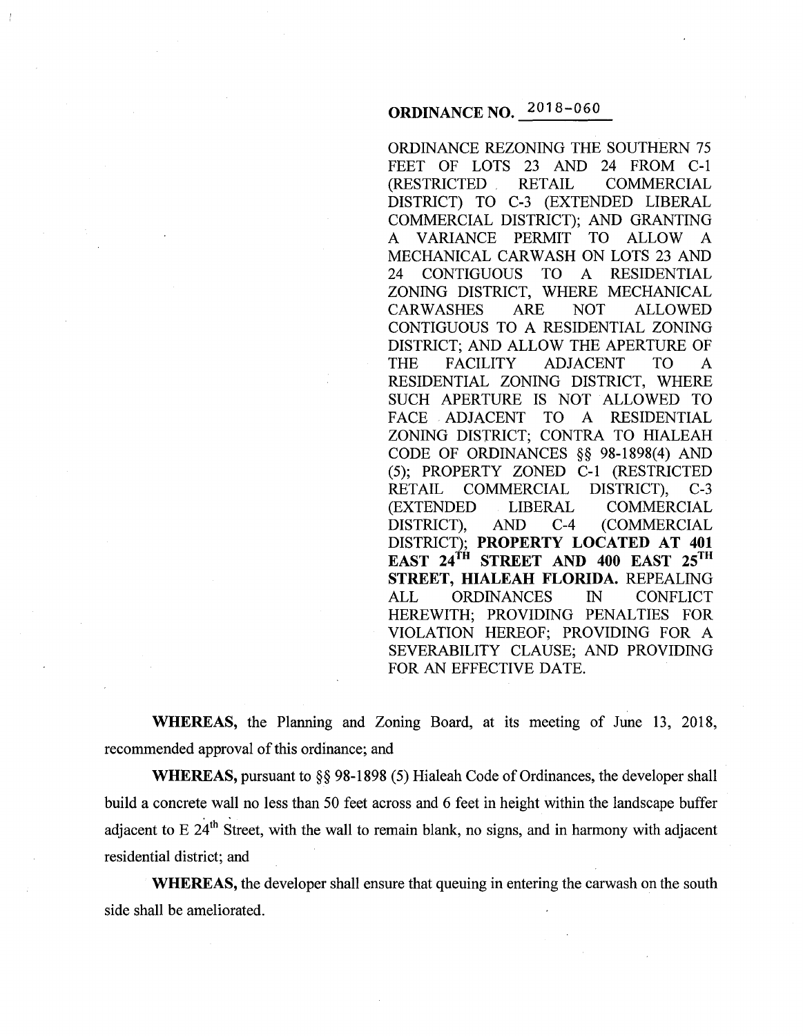# ORDINANCE NO. 2018-060

ORDINANCE REZONING THE SOUTHERN 75 FEET OF LOTS 23 AND 24 FROM C-1 (RESTRICTED RETAIL COMMERCIAL DISTRICT) TO C-3 (EXTENDED LIBERAL COMMERCIAL DISTRICT); AND GRANTING A VARIANCE PERMIT TO ALLOW A MECHANICAL CARWASH ON LOTS 23 AND 24 CONTIGUOUS TO A RESIDENTIAL ZONING DISTRICT, WHERE MECHANICAL CARWASHES ARE NOT ALLOWED CONTIGUOUS TO A RESIDENTIAL ZONING DISTRICT; AND ALLOW THE APERTURE OF THE FACILITY ADJACENT TO A RESIDENTIAL ZONING DISTRICT, WHERE SUCH APERTURE IS NOT ALLOWED TO FACE ADJACENT TO A RESIDENTIAL ZONING DISTRICT; CONTRA TO HIALEAH CODE OF ORDINANCES §§ 98-1898(4) AND (5); PROPERTY ZONED C-1 (RESTRICTED RETAIL COMMERCIAL DISTRICT), C-3 (EXTENDED LIBERAL COMMERCIAL DISTRICT), AND C-4 (COMMERCIAL DISTRICT); **PROPERTY LOCATED AT 401 EAST 24TH STREET AND 400 EAST 25TH STREET, HIALEAH FLORIDA.** REPEALING ALL ORDINANCES IN CONFLICT HEREWITH; PROVIDING PENALTIES FOR VIOLATION HEREOF; PROVIDING FOR A SEVERABILITY CLAUSE; AND PROVIDING FOR AN EFFECTIVE DATE.

**WHEREAS,** the Planning and Zoning Board, at its meeting of June 13, 2018, recommended approval of this ordinance; and

**WHEREAS,** pursuant to §§ 98-1898 (5) Hialeah Code of Ordinances, the developer shall build a concrete wall no less than 50 feet across and 6 feet in height within the landscape buffer adjacent to E 24th Street, with the wall to remain blank, no signs, and in harmony with adjacent residential district; and

**WHEREAS,** the developer shall ensure that queuing in entering the carwash on the south side shall be ameliorated.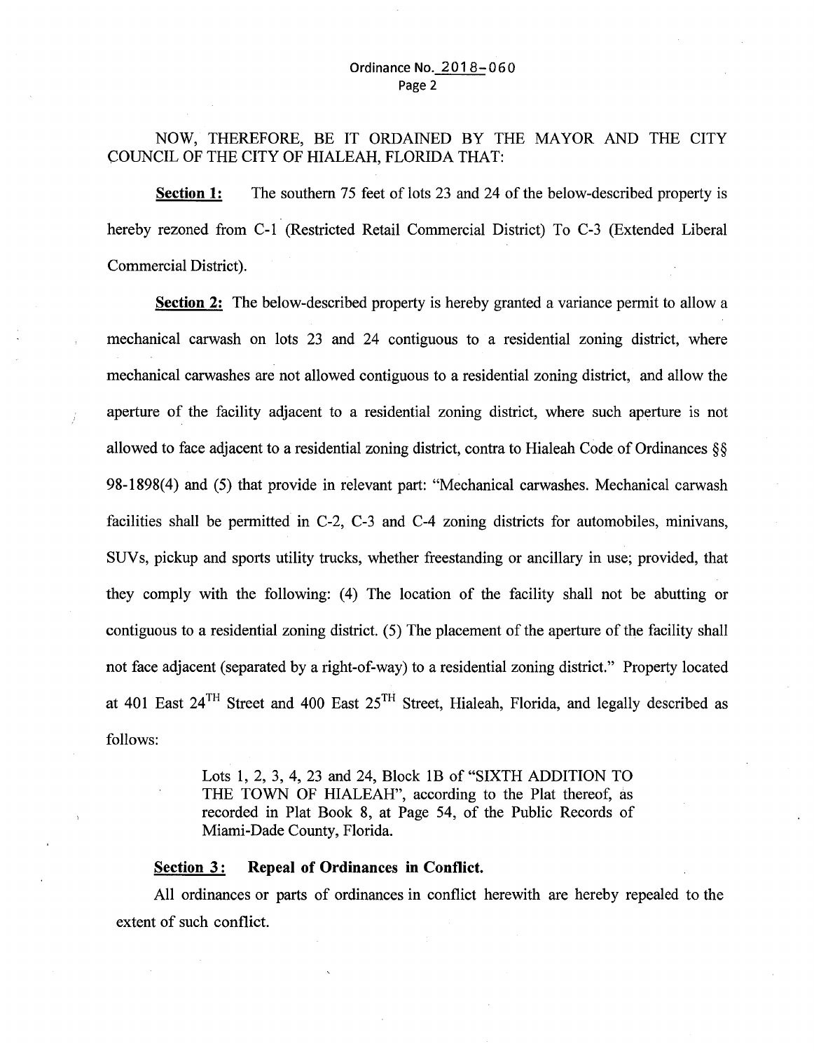NOW, THEREFORE, BE IT ORDAINED BY THE MAYOR AND THE CITY COUNCIL OF THE CITY OF HIALEAH, FLORIDA THAT:

**Section 1:** The southern 75 feet of lots 23 and 24 of the below-described property is hereby rezoned from C-1 (Restricted Retail Commercial District) To C-3 (Extended Liberal Commercial District).

**Section 2:** The below-described property is hereby granted a variance permit to allow a mechanical carwash on lots 23 and 24 contiguous to a residential zoning district, where mechanical carwashes are not allowed contiguous to a residential zoning district, and allow the aperture of the facility adjacent to a residential zoning district, where such aperture is not allowed to face adjacent to a residential zoning district, contra to Hialeah Code of Ordinances §§ 98-1898(4) and (5) that provide in relevant part: "Mechanical carwashes. Mechanical carwash facilities shall be permitted in C-2, C-3 and C-4 zoning districts for automobiles, minivans, SUVs, pickup and sports utility trucks, whether freestanding or ancillary in use; provided, that they comply with the following: (4) The location of the facility shall not be abutting or contiguous to a residential zoning district. (5) The placement of the aperture of the facility shall not face adjacent (separated by a right-of-way) to a residential zoning district." Property located at 401 East 24TH Street and 400 East 25TH Street, Hialeah, Florida, and legally described as follows:

> Lots 1, 2, 3, 4, 23 and 24, Block 1B of "SIXTH ADDITION TO THE TOWN OF HIALEAH", according to the Plat thereof, as recorded in Plat Book 8, at Page 54, of the Public Records of Miami-Dade County, Florida.

**Section 3: Repeal of Ordinances in Conflict.**

All ordinances or parts of ordinances in conflict herewith are hereby repealed to the extent of such conflict.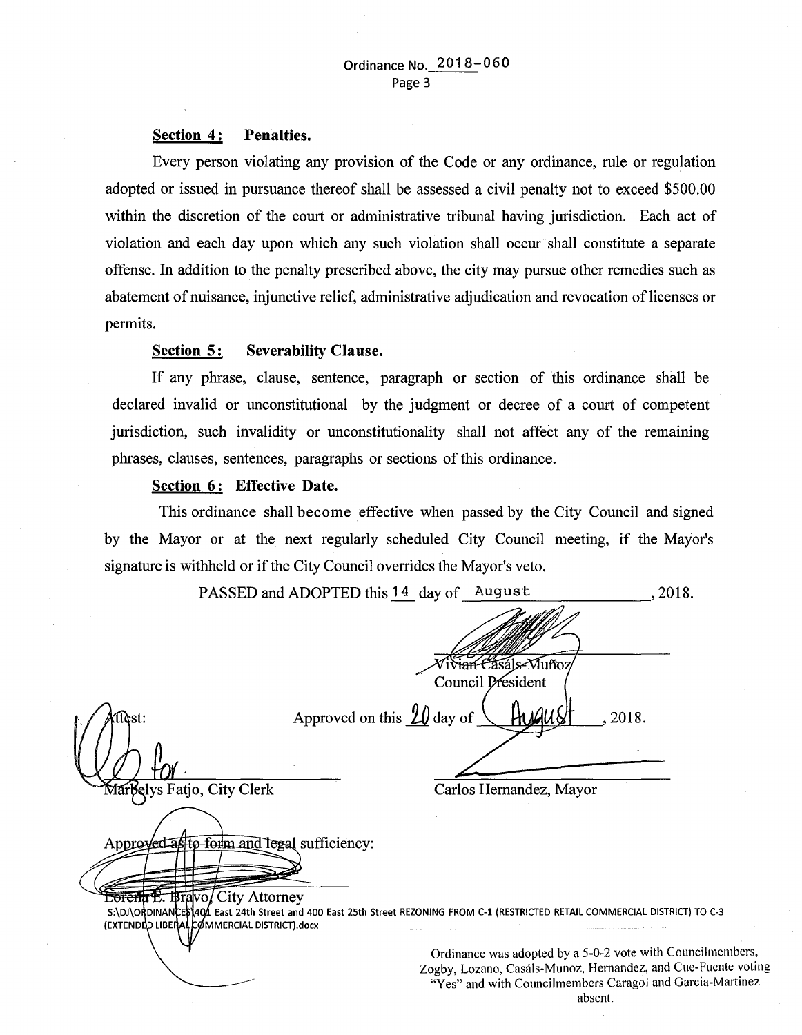Ordinance No. 2018-060

**Section 4: Penalties.**

Every person violating any provision of the Code or any ordinance, rule or regulation adopted or issued in pursuance thereof shall be assessed a civil penalty not to exceed $500.00 within the discretion of the court or administrative tribunal having jurisdiction. Each act of violation and each day upon which any such violation shall occur shall constitute a separate offense. In addition to the penalty prescribed above, the city may pursue other remedies such as abatement of nuisance, injunctive relief, administrative adjudication and revocation of licenses or permits.

**Section 5: Severability Clause.**

If any phrase, clause, sentence, paragraph or section of this ordinance shall be declared invalid or unconstitutional by the judgment or decree of a court of competent jurisdiction, such invalidity or unconstitutionality shall not affect any of the remaining phrases, clauses, sentences, paragraphs or sections of this ordinance.

**Section 6: Effective Date.**

This ordinance shall become effective when passed by the City Council and signed by the Mayor or at the next regularly scheduled City Council meeting, if the Mayor's signature is withheld or if the City Council overrides the Mayor's veto.

PASSED and ADOPTED this 14 day of August, 2018.

Vivian Casáls-Muñoz
Council President

Attest:

Marbelys Fatjo, City Clerk

Approved on this 20 day of August, 2018.

Carlos Hernandez, Mayor

Approved as to form and legal sufficiency:

Lorena E. Bravo, City Attorney

S:\DJ\ORDINANCES\401 East 24th Street and 400 East 25th Street REZONING FROM C-1 (RESTRICTED RETAIL COMMERCIAL DISTRICT) TO C-3 (EXTENDED LIBERAL COMMERCIAL DISTRICT).docx

Ordinance was adopted by a 5-0-2 vote with Councilmembers, Zogby, Lozano, Casáls-Munoz, Hernandez, and Cue-Fuente voting "Yes" and with Councilmembers Caragol and Garcia-Martinez absent.